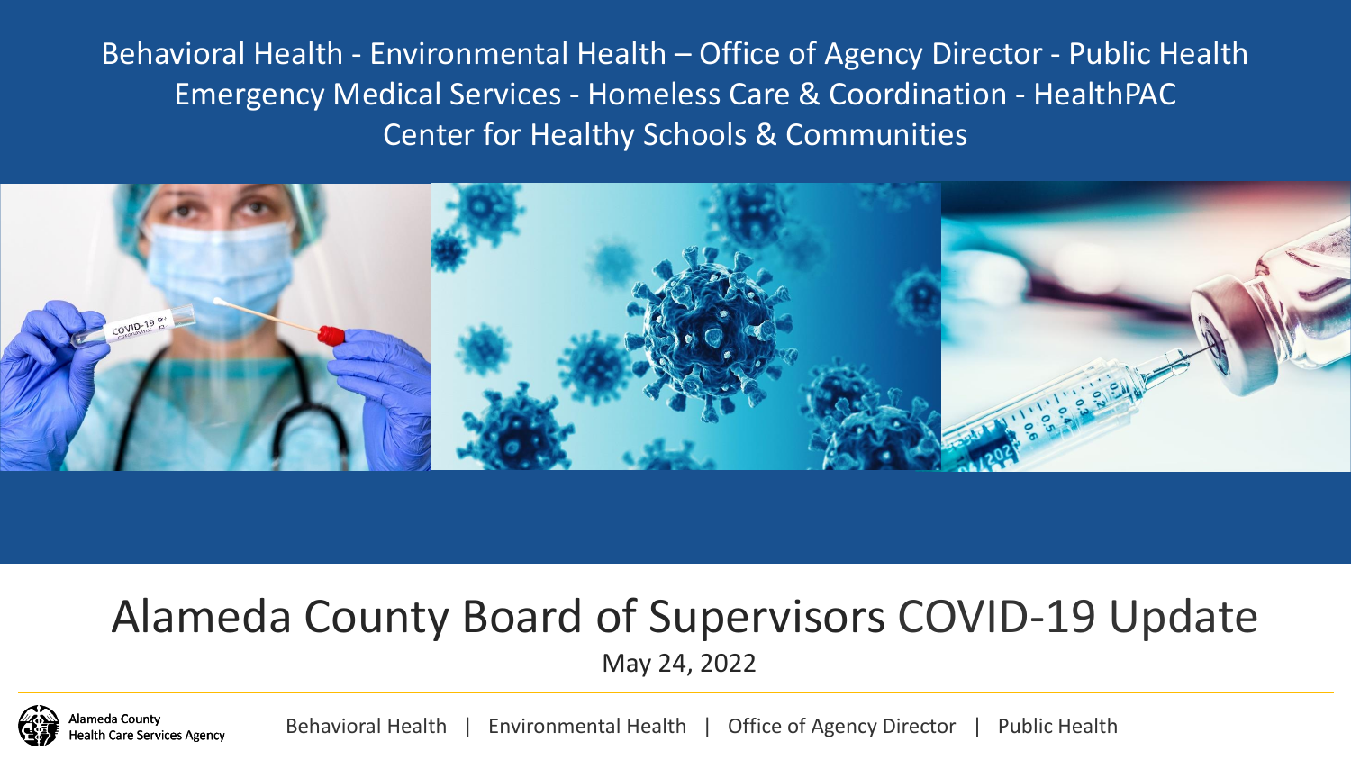Behavioral Health - Environmental Health – Office of Agency Director - Public Health
Emergency Medical Services - Homeless Care & Coordination - HealthPAC
Center for Healthy Schools & Communities

# Alameda County Board of Supervisors COVID-19 Update

May 24, 2022

Alameda County Health Care Services Agency

Behavioral Health | Environmental Health | Office of Agency Director | Public Health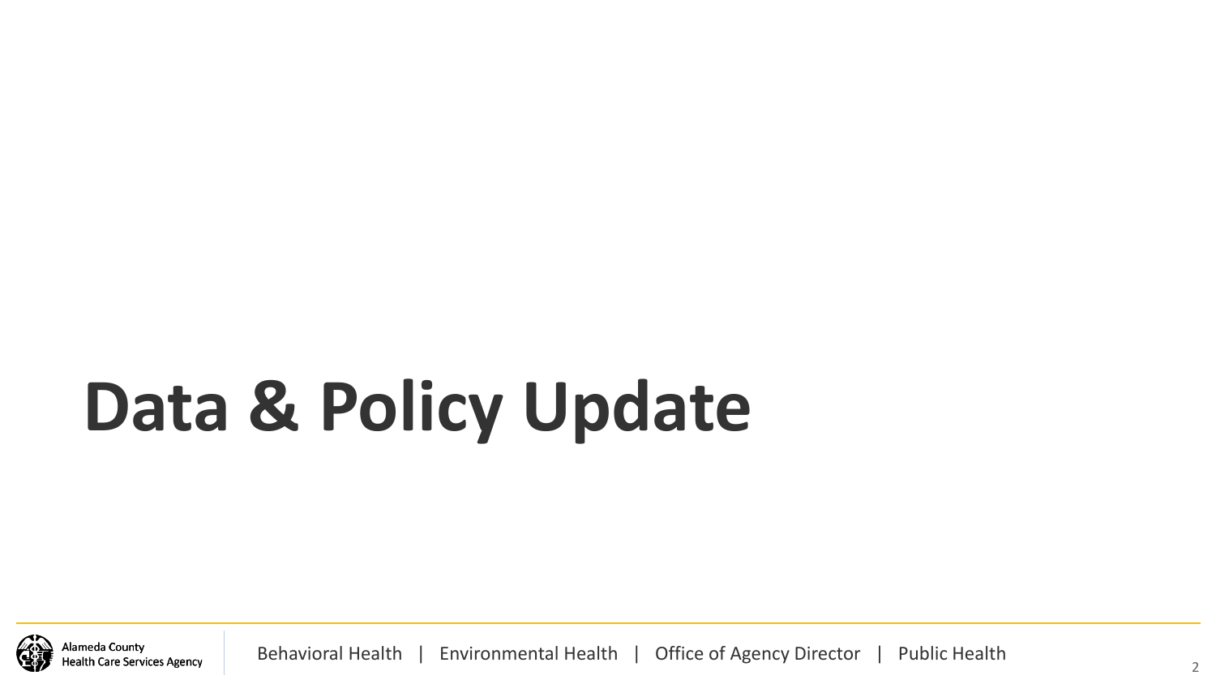# Data & Policy Update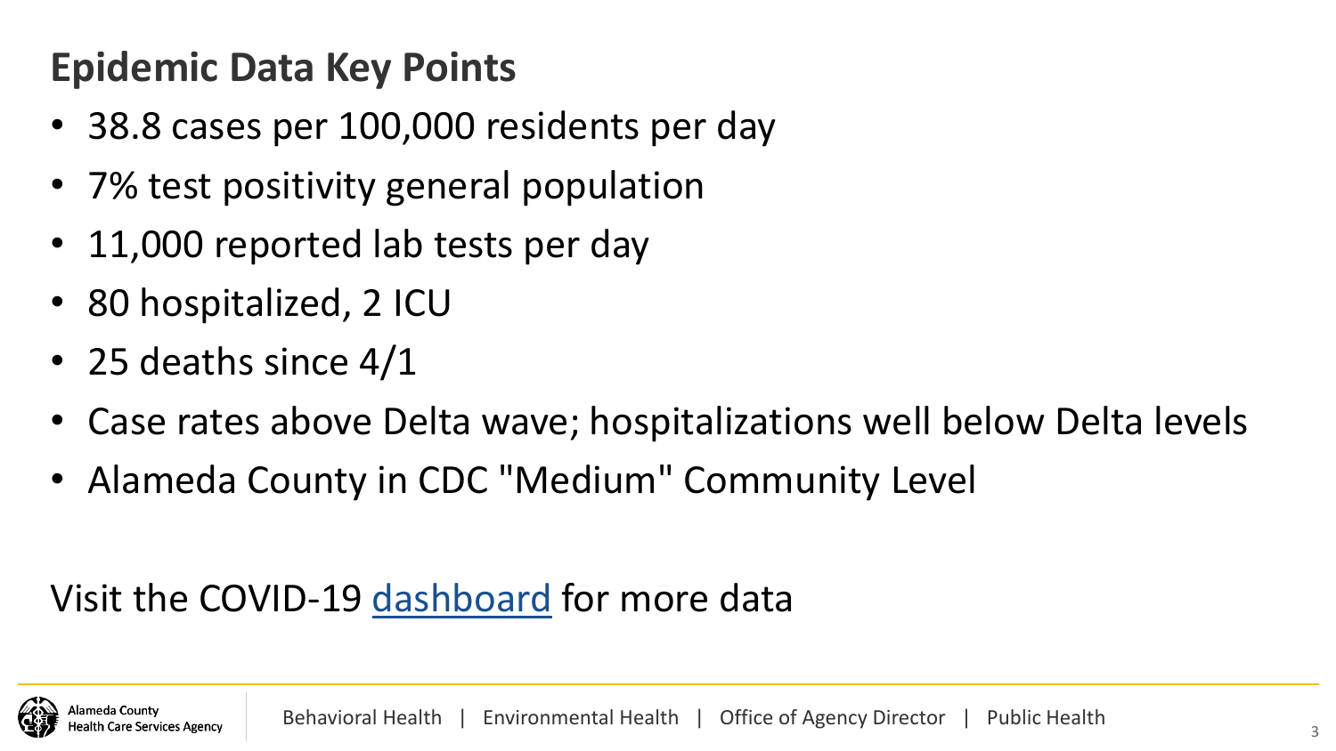## Epidemic Data Key Points

- 38.8 cases per 100,000 residents per day
- 7% test positivity general population
- 11,000 reported lab tests per day
- 80 hospitalized, 2 ICU
- 25 deaths since 4/1
- Case rates above Delta wave; hospitalizations well below Delta levels
- Alameda County in CDC "Medium" Community Level

Visit the COVID-19 dashboard for more data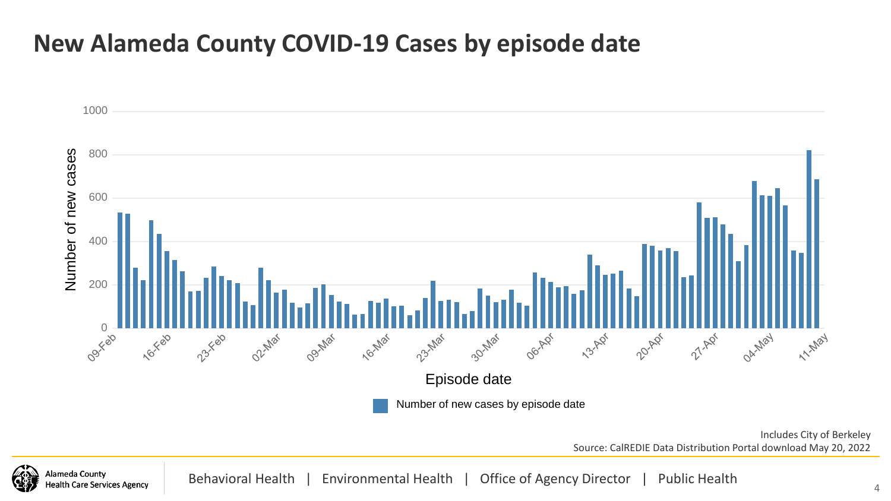# New Alameda County COVID-19 Cases by episode date

Includes City of Berkeley

Source: CalREDIE Data Distribution Portal download May 20, 2022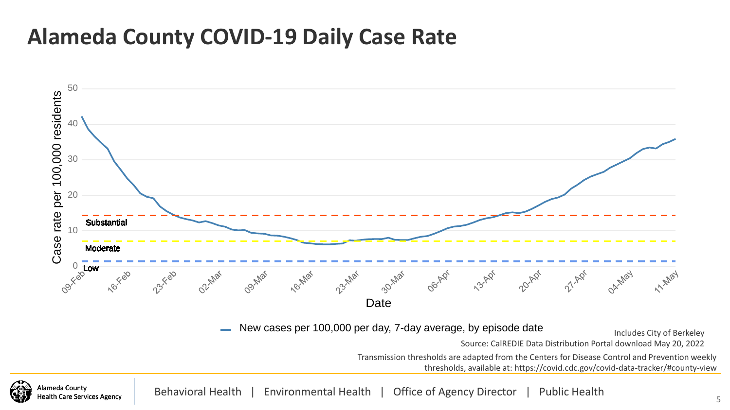# Alameda County COVID-19 Daily Case Rate

Case rate per 100,000 residents

Substantial

Moderate

Low

Date

New cases per 100,000 per day, 7-day average, by episode date

Includes City of Berkeley

Source: CalREDIE Data Distribution Portal download May 20, 2022

Transmission thresholds are adapted from the Centers for Disease Control and Prevention weekly thresholds, available at: https://covid.cdc.gov/covid-data-tracker/#county-view

Alameda County Health Care Services Agency

Behavioral Health | Environmental Health | Office of Agency Director | Public Health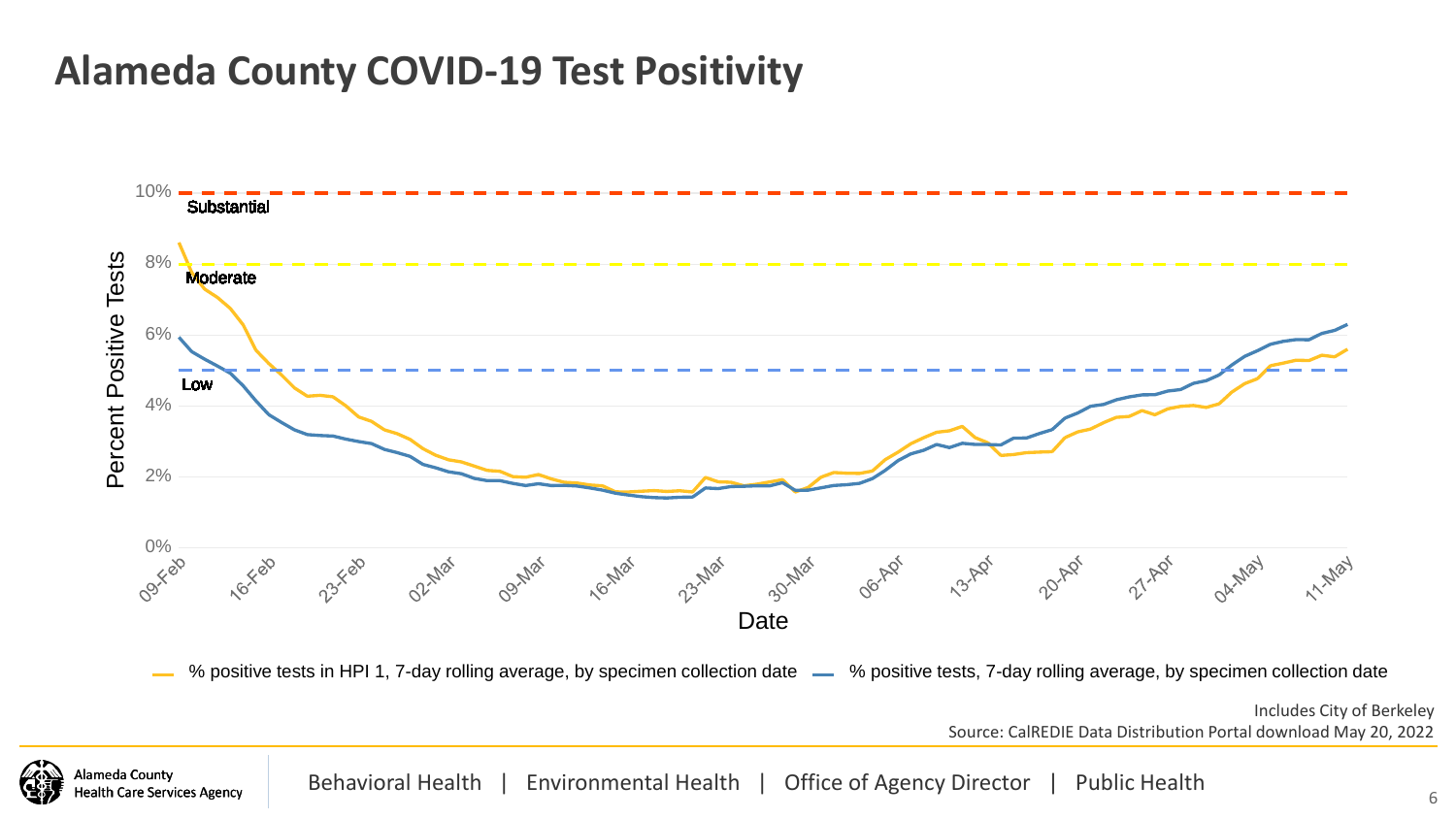# Alameda County COVID-19 Test Positivity

10%
Substantial

8%
Moderate

6%

Low
4%

2%

0%

Percent Positive Tests

09-Feb 16-Feb 23-Feb 02-Mar 09-Mar 16-Mar 23-Mar 30-Mar 06-Apr 13-Apr 20-Apr 27-Apr 04-May 11-May

Date

% positive tests in HPI 1, 7-day rolling average, by specimen collection date — % positive tests, 7-day rolling average, by specimen collection date

Includes City of Berkeley

Source: CalREDIE Data Distribution Portal download May 20, 2022

Alameda County Health Care Services Agency

Behavioral Health | Environmental Health | Office of Agency Director | Public Health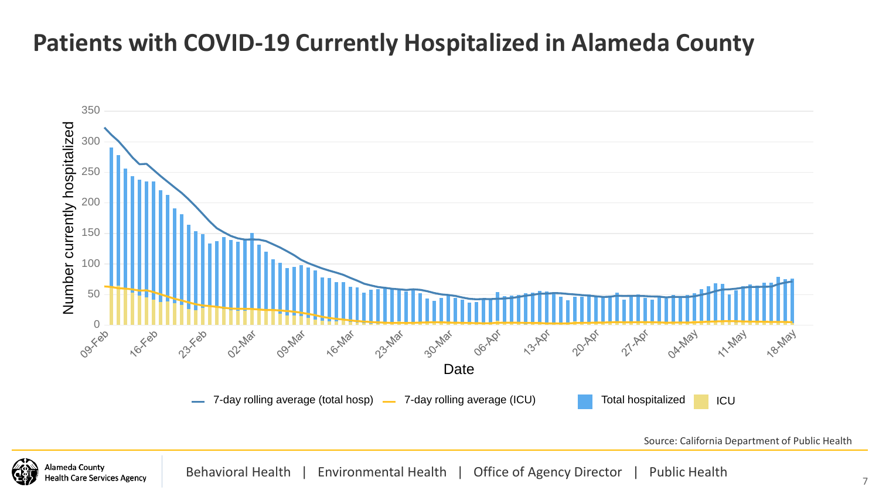# Patients with COVID-19 Currently Hospitalized in Alameda County

Number currently hospitalized

350
300
250
200
150
100
50
0

09-Feb 16-Feb 23-Feb 02-Mar 09-Mar 16-Mar 23-Mar 30-Mar 06-Apr 13-Apr 20-Apr 27-Apr 04-May 11-May 18-May

Date

7-day rolling average (total hosp) | 7-day rolling average (ICU) | Total hospitalized | ICU

Source: California Department of Public Health

Alameda County Health Care Services Agency

Behavioral Health | Environmental Health | Office of Agency Director | Public Health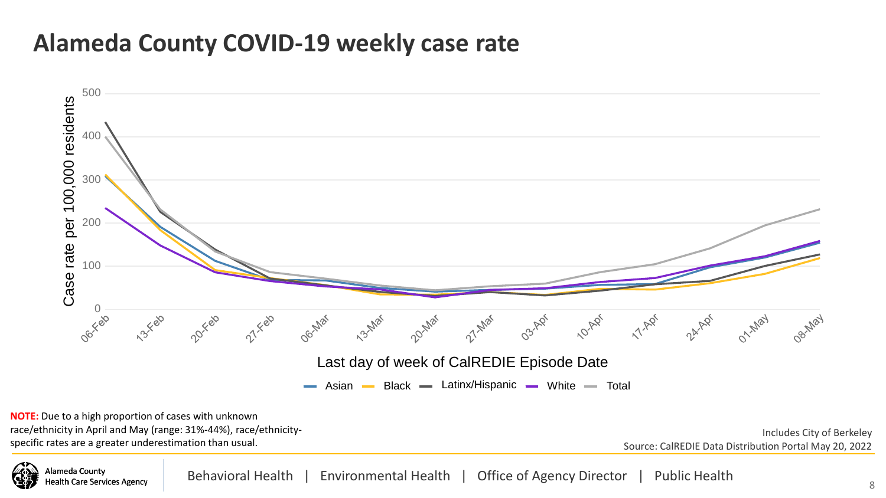# Alameda County COVID-19 weekly case rate

Case rate per 100,000 residents

Last day of week of CalREDIE Episode Date

Asian | Black | Latinx/Hispanic | White | Total

**NOTE:** Due to a high proportion of cases with unknown race/ethnicity in April and May (range: 31%-44%), race/ethnicity-specific rates are a greater underestimation than usual.

Includes City of Berkeley

Source: CalREDIE Data Distribution Portal May 20, 2022

Alameda County Health Care Services Agency

Behavioral Health | Environmental Health | Office of Agency Director | Public Health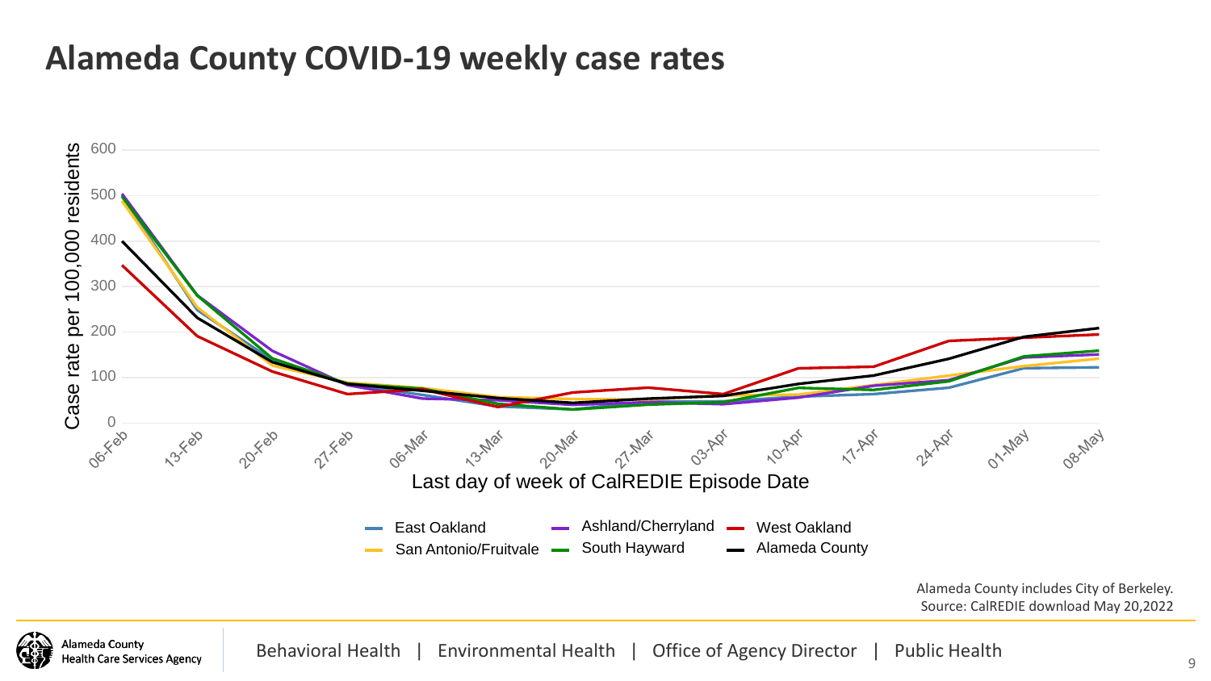# Alameda County COVID-19 weekly case rates

Case rate per 100,000 residents

Last day of week of CalREDIE Episode Date

East Oakland | San Antonio/Fruitvale | Ashland/Cherryland | South Hayward | West Oakland | Alameda County

Alameda County includes City of Berkeley.
Source: CalREDIE download May 20,2022

Alameda County Health Care Services Agency

Behavioral Health | Environmental Health | Office of Agency Director | Public Health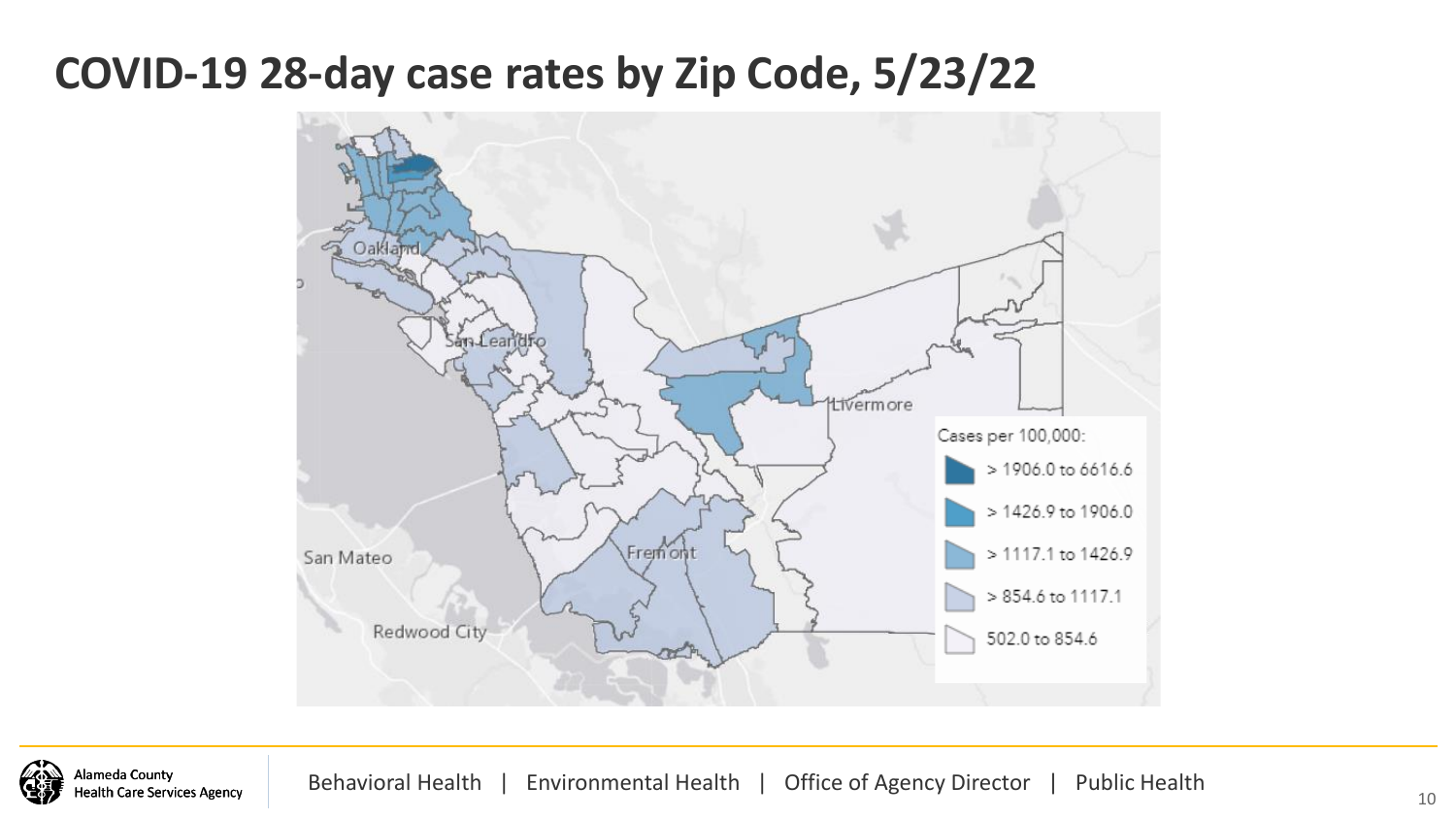# COVID-19 28-day case rates by Zip Code, 5/23/22

Cases per 100,000:

- > 1906.0 to 6616.6
- > 1426.9 to 1906.0
- > 1117.1 to 1426.9
- > 854.6 to 1117.1
- 502.0 to 854.6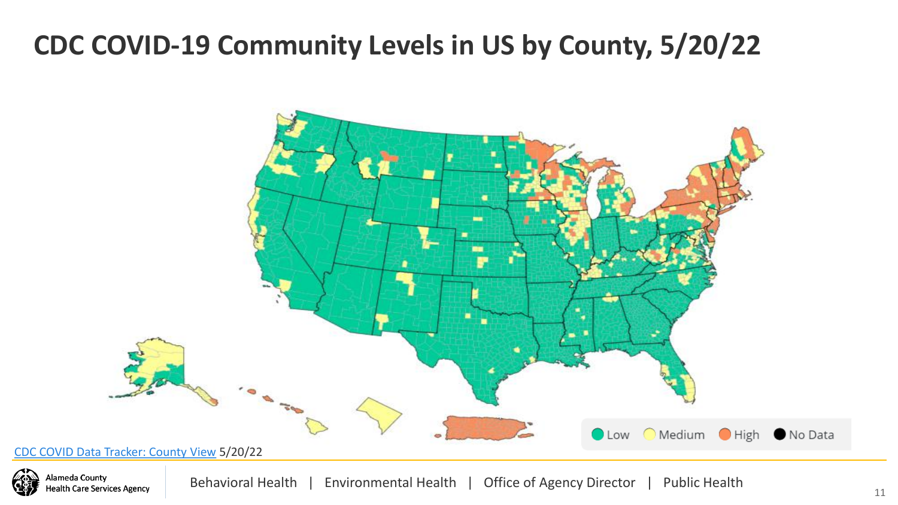# CDC COVID-19 Community Levels in US by County, 5/20/22

Low | Medium | High | No Data

[CDC COVID Data Tracker: County View](#) 5/20/22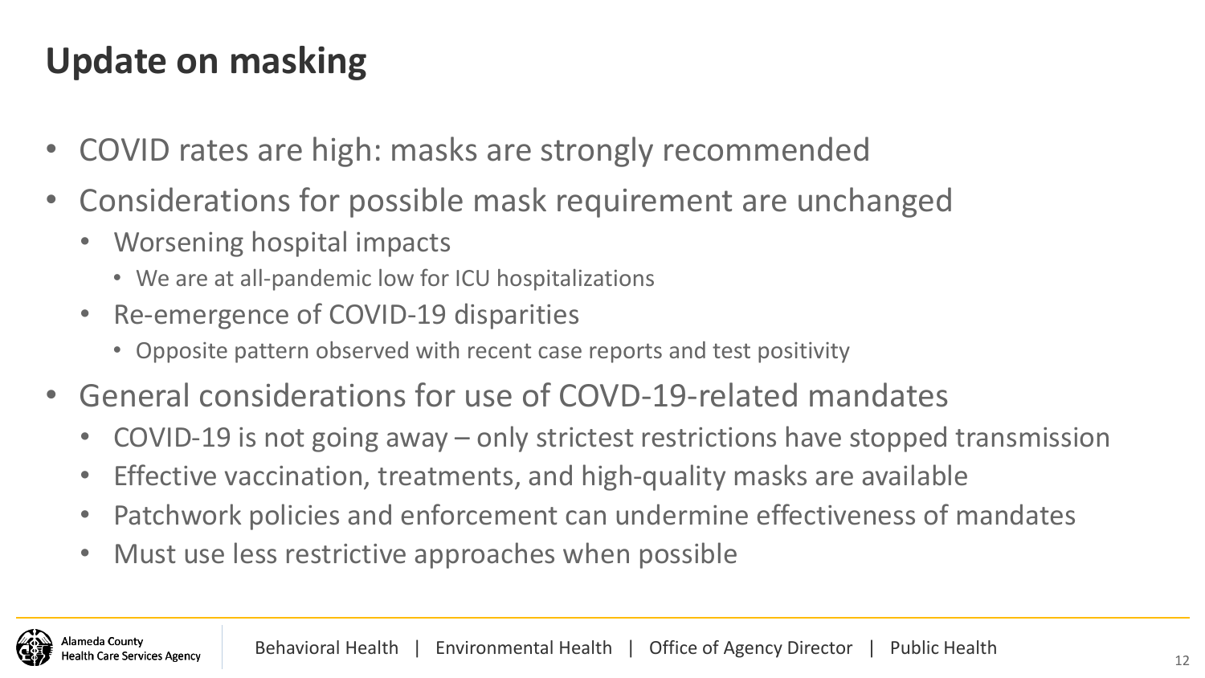# Update on masking

- COVID rates are high: masks are strongly recommended
- Considerations for possible mask requirement are unchanged
  - Worsening hospital impacts
    - We are at all-pandemic low for ICU hospitalizations
  - Re-emergence of COVID-19 disparities
    - Opposite pattern observed with recent case reports and test positivity
- General considerations for use of COVD-19-related mandates
  - COVID-19 is not going away – only strictest restrictions have stopped transmission
  - Effective vaccination, treatments, and high-quality masks are available
  - Patchwork policies and enforcement can undermine effectiveness of mandates
  - Must use less restrictive approaches when possible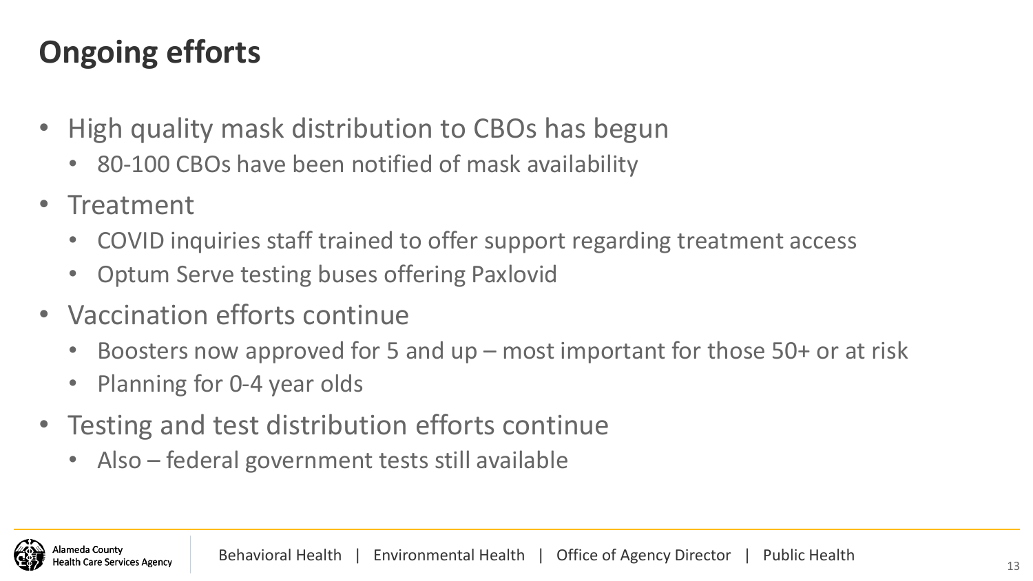# Ongoing efforts

- High quality mask distribution to CBOs has begun
  - 80-100 CBOs have been notified of mask availability
- Treatment
  - COVID inquiries staff trained to offer support regarding treatment access
  - Optum Serve testing buses offering Paxlovid
- Vaccination efforts continue
  - Boosters now approved for 5 and up – most important for those 50+ or at risk
  - Planning for 0-4 year olds
- Testing and test distribution efforts continue
  - Also – federal government tests still available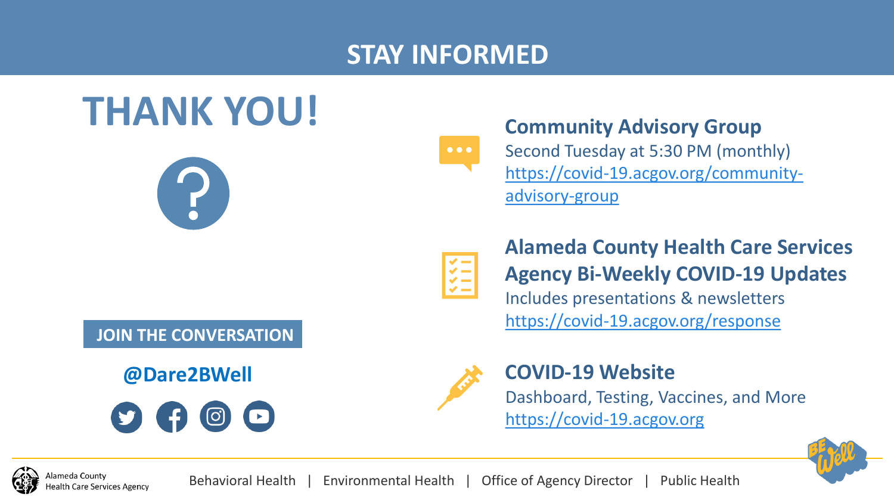# STAY INFORMED

## THANK YOU!

?

**JOIN THE CONVERSATION**

**@Dare2BWell**

### Community Advisory Group

Second Tuesday at 5:30 PM (monthly)
https://covid-19.acgov.org/community-advisory-group

### Alameda County Health Care Services Agency Bi-Weekly COVID-19 Updates

Includes presentations & newsletters
https://covid-19.acgov.org/response

### COVID-19 Website

Dashboard, Testing, Vaccines, and More
https://covid-19.acgov.org

Alameda County Health Care Services Agency

Behavioral Health | Environmental Health | Office of Agency Director | Public Health